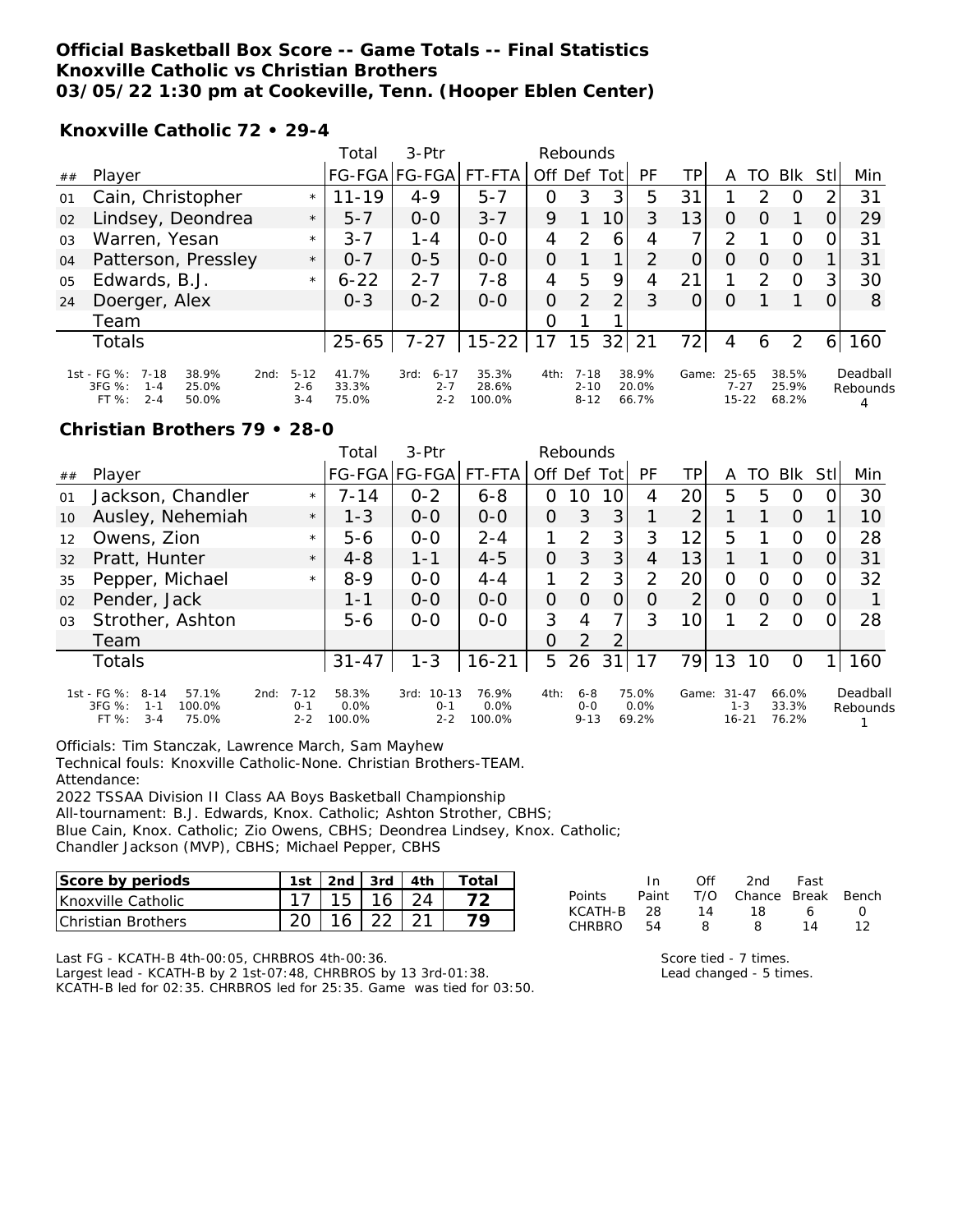**Official Basketball Box Score -- Game Totals -- Final Statistics**
**Knoxville Catholic vs Christian Brothers**
**03/05/22 1:30 pm at Cookeville, Tenn. (Hooper Eblen Center)**

**Knoxville Catholic 72 • 29-4**

| ## | Player | | Total FG-FGA | 3-Ptr FG-FGA | FT-FTA | Rebounds Off | Def | Tot | PF | TP | A | TO | Blk | Stl | Min |
|---|---|---|---|---|---|---|---|---|---|---|---|---|---|---|---|
| 01 | Cain, Christopher | * | 11-19 | 4-9 | 5-7 | 0 | 3 | 3 | 5 | 31 | 1 | 2 | 0 | 2 | 31 |
| 02 | Lindsey, Deondrea | * | 5-7 | 0-0 | 3-7 | 9 | 1 | 10 | 3 | 13 | 0 | 0 | 1 | 0 | 29 |
| 03 | Warren, Yesan | * | 3-7 | 1-4 | 0-0 | 4 | 2 | 6 | 4 | 7 | 2 | 1 | 0 | 0 | 31 |
| 04 | Patterson, Pressley | * | 0-7 | 0-5 | 0-0 | 0 | 1 | 1 | 2 | 0 | 0 | 0 | 0 | 1 | 31 |
| 05 | Edwards, B.J. | * | 6-22 | 2-7 | 7-8 | 4 | 5 | 9 | 4 | 21 | 1 | 2 | 0 | 3 | 30 |
| 24 | Doerger, Alex | | 0-3 | 0-2 | 0-0 | 0 | 2 | 2 | 3 | 0 | 0 | 1 | 1 | 0 | 8 |
| | Team | | | | | 0 | 1 | 1 | | | | | | | |
| | Totals | | 25-65 | 7-27 | 15-22 | 17 | 15 | 32 | 21 | 72 | 4 | 6 | 2 | 6 | 160 |

| | 1st | | 2nd | | 3rd | | 4th | | Game | | Deadball Rebounds |
|---|---|---|---|---|---|---|---|---|---|---|---|
| FG %: | 7-18 | 38.9% | 5-12 | 41.7% | 6-17 | 35.3% | 7-18 | 38.9% | 25-65 | 38.5% | 4 |
| 3FG %: | 1-4 | 25.0% | 2-6 | 33.3% | 2-7 | 28.6% | 2-10 | 20.0% | 7-27 | 25.9% | |
| FT %: | 2-4 | 50.0% | 3-4 | 75.0% | 2-2 | 100.0% | 8-12 | 66.7% | 15-22 | 68.2% | |

**Christian Brothers 79 • 28-0**

| ## | Player | | Total FG-FGA | 3-Ptr FG-FGA | FT-FTA | Rebounds Off | Def | Tot | PF | TP | A | TO | Blk | Stl | Min |
|---|---|---|---|---|---|---|---|---|---|---|---|---|---|---|---|
| 01 | Jackson, Chandler | * | 7-14 | 0-2 | 6-8 | 0 | 10 | 10 | 4 | 20 | 5 | 5 | 0 | 0 | 30 |
| 10 | Ausley, Nehemiah | * | 1-3 | 0-0 | 0-0 | 0 | 3 | 3 | 1 | 2 | 1 | 1 | 0 | 1 | 10 |
| 12 | Owens, Zion | * | 5-6 | 0-0 | 2-4 | 1 | 2 | 3 | 3 | 12 | 5 | 1 | 0 | 0 | 28 |
| 32 | Pratt, Hunter | * | 4-8 | 1-1 | 4-5 | 0 | 3 | 3 | 4 | 13 | 1 | 1 | 0 | 0 | 31 |
| 35 | Pepper, Michael | * | 8-9 | 0-0 | 4-4 | 1 | 2 | 3 | 2 | 20 | 0 | 0 | 0 | 0 | 32 |
| 02 | Pender, Jack | | 1-1 | 0-0 | 0-0 | 0 | 0 | 0 | 0 | 2 | 0 | 0 | 0 | 0 | 1 |
| 03 | Strother, Ashton | | 5-6 | 0-0 | 0-0 | 3 | 4 | 7 | 3 | 10 | 1 | 2 | 0 | 0 | 28 |
| | Team | | | | | 0 | 2 | 2 | | | | | | | |
| | Totals | | 31-47 | 1-3 | 16-21 | 5 | 26 | 31 | 17 | 79 | 13 | 10 | 0 | 1 | 160 |

| | 1st | | 2nd | | 3rd | | 4th | | Game | | Deadball Rebounds |
|---|---|---|---|---|---|---|---|---|---|---|---|
| FG %: | 8-14 | 57.1% | 7-12 | 58.3% | 10-13 | 76.9% | 6-8 | 75.0% | 31-47 | 66.0% | 1 |
| 3FG %: | 1-1 | 100.0% | 0-1 | 0.0% | 0-1 | 0.0% | 0-0 | 0.0% | 1-3 | 33.3% | |
| FT %: | 3-4 | 75.0% | 2-2 | 100.0% | 2-2 | 100.0% | 9-13 | 69.2% | 16-21 | 76.2% | |

Officials: Tim Stanczak, Lawrence March, Sam Mayhew
Technical fouls: Knoxville Catholic-None. Christian Brothers-TEAM.
Attendance:
2022 TSSAA Division II Class AA Boys Basketball Championship
All-tournament: B.J. Edwards, Knox. Catholic; Ashton Strother, CBHS;
Blue Cain, Knox. Catholic; Zio Owens, CBHS; Deondrea Lindsey, Knox. Catholic;
Chandler Jackson (MVP), CBHS; Michael Pepper, CBHS

| Score by periods | 1st | 2nd | 3rd | 4th | Total |
|---|---|---|---|---|---|
| Knoxville Catholic | 17 | 15 | 16 | 24 | 72 |
| Christian Brothers | 20 | 16 | 22 | 21 | 79 |

| Points | In Paint | Off T/O | 2nd Chance | Fast Break | Bench |
|---|---|---|---|---|---|
| KCATH-B | 28 | 14 | 18 | 6 | 0 |
| CHRBRO | 54 | 8 | 8 | 14 | 12 |

Last FG - KCATH-B 4th-00:05, CHRBROS 4th-00:36.
Largest lead - KCATH-B by 2 1st-07:48, CHRBROS by 13 3rd-01:38.
KCATH-B led for 02:35. CHRBROS led for 25:35. Game was tied for 03:50.

Score tied - 7 times.
Lead changed - 5 times.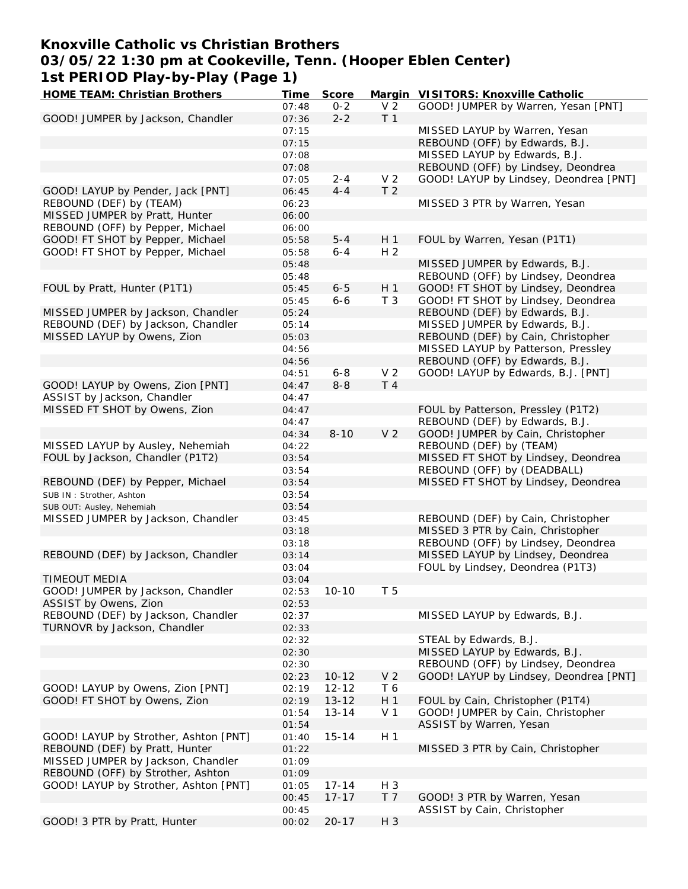# Knoxville Catholic vs Christian Brothers
# 03/05/22 1:30 pm at Cookeville, Tenn. (Hooper Eblen Center)
# 1st PERIOD Play-by-Play (Page 1)

| HOME TEAM: Christian Brothers | Time | Score | Margin | VISITORS: Knoxville Catholic |
|---|---|---|---|---|
| | 07:48 | 0-2 | V 2 | GOOD! JUMPER by Warren, Yesan [PNT] |
| GOOD! JUMPER by Jackson, Chandler | 07:36 | 2-2 | T 1 | |
| | 07:15 | | | MISSED LAYUP by Warren, Yesan |
| | 07:15 | | | REBOUND (OFF) by Edwards, B.J. |
| | 07:08 | | | MISSED LAYUP by Edwards, B.J. |
| | 07:08 | | | REBOUND (OFF) by Lindsey, Deondrea |
| | 07:05 | 2-4 | V 2 | GOOD! LAYUP by Lindsey, Deondrea [PNT] |
| GOOD! LAYUP by Pender, Jack [PNT] | 06:45 | 4-4 | T 2 | |
| REBOUND (DEF) by (TEAM) | 06:23 | | | MISSED 3 PTR by Warren, Yesan |
| MISSED JUMPER by Pratt, Hunter | 06:00 | | | |
| REBOUND (OFF) by Pepper, Michael | 06:00 | | | |
| GOOD! FT SHOT by Pepper, Michael | 05:58 | 5-4 | H 1 | FOUL by Warren, Yesan (P1T1) |
| GOOD! FT SHOT by Pepper, Michael | 05:58 | 6-4 | H 2 | |
| | 05:48 | | | MISSED JUMPER by Edwards, B.J. |
| | 05:48 | | | REBOUND (OFF) by Lindsey, Deondrea |
| FOUL by Pratt, Hunter (P1T1) | 05:45 | 6-5 | H 1 | GOOD! FT SHOT by Lindsey, Deondrea |
| | 05:45 | 6-6 | T 3 | GOOD! FT SHOT by Lindsey, Deondrea |
| MISSED JUMPER by Jackson, Chandler | 05:24 | | | REBOUND (DEF) by Edwards, B.J. |
| REBOUND (DEF) by Jackson, Chandler | 05:14 | | | MISSED JUMPER by Edwards, B.J. |
| MISSED LAYUP by Owens, Zion | 05:03 | | | REBOUND (DEF) by Cain, Christopher |
| | 04:56 | | | MISSED LAYUP by Patterson, Pressley |
| | 04:56 | | | REBOUND (OFF) by Edwards, B.J. |
| | 04:51 | 6-8 | V 2 | GOOD! LAYUP by Edwards, B.J. [PNT] |
| GOOD! LAYUP by Owens, Zion [PNT] | 04:47 | 8-8 | T 4 | |
| ASSIST by Jackson, Chandler | 04:47 | | | |
| MISSED FT SHOT by Owens, Zion | 04:47 | | | FOUL by Patterson, Pressley (P1T2) |
| | 04:47 | | | REBOUND (DEF) by Edwards, B.J. |
| | 04:34 | 8-10 | V 2 | GOOD! JUMPER by Cain, Christopher |
| MISSED LAYUP by Ausley, Nehemiah | 04:22 | | | REBOUND (DEF) by (TEAM) |
| FOUL by Jackson, Chandler (P1T2) | 03:54 | | | MISSED FT SHOT by Lindsey, Deondrea |
| | 03:54 | | | REBOUND (OFF) by (DEADBALL) |
| REBOUND (DEF) by Pepper, Michael | 03:54 | | | MISSED FT SHOT by Lindsey, Deondrea |
| SUB IN : Strother, Ashton | 03:54 | | | |
| SUB OUT: Ausley, Nehemiah | 03:54 | | | |
| MISSED JUMPER by Jackson, Chandler | 03:45 | | | REBOUND (DEF) by Cain, Christopher |
| | 03:18 | | | MISSED 3 PTR by Cain, Christopher |
| | 03:18 | | | REBOUND (OFF) by Lindsey, Deondrea |
| REBOUND (DEF) by Jackson, Chandler | 03:14 | | | MISSED LAYUP by Lindsey, Deondrea |
| | 03:04 | | | FOUL by Lindsey, Deondrea (P1T3) |
| TIMEOUT MEDIA | 03:04 | | | |
| GOOD! JUMPER by Jackson, Chandler | 02:53 | 10-10 | T 5 | |
| ASSIST by Owens, Zion | 02:53 | | | |
| REBOUND (DEF) by Jackson, Chandler | 02:37 | | | MISSED LAYUP by Edwards, B.J. |
| TURNOVR by Jackson, Chandler | 02:33 | | | |
| | 02:32 | | | STEAL by Edwards, B.J. |
| | 02:30 | | | MISSED LAYUP by Edwards, B.J. |
| | 02:30 | | | REBOUND (OFF) by Lindsey, Deondrea |
| | 02:23 | 10-12 | V 2 | GOOD! LAYUP by Lindsey, Deondrea [PNT] |
| GOOD! LAYUP by Owens, Zion [PNT] | 02:19 | 12-12 | T 6 | |
| GOOD! FT SHOT by Owens, Zion | 02:19 | 13-12 | H 1 | FOUL by Cain, Christopher (P1T4) |
| | 01:54 | 13-14 | V 1 | GOOD! JUMPER by Cain, Christopher |
| | 01:54 | | | ASSIST by Warren, Yesan |
| GOOD! LAYUP by Strother, Ashton [PNT] | 01:40 | 15-14 | H 1 | |
| REBOUND (DEF) by Pratt, Hunter | 01:22 | | | MISSED 3 PTR by Cain, Christopher |
| MISSED JUMPER by Jackson, Chandler | 01:09 | | | |
| REBOUND (OFF) by Strother, Ashton | 01:09 | | | |
| GOOD! LAYUP by Strother, Ashton [PNT] | 01:05 | 17-14 | H 3 | |
| | 00:45 | 17-17 | T 7 | GOOD! 3 PTR by Warren, Yesan |
| | 00:45 | | | ASSIST by Cain, Christopher |
| GOOD! 3 PTR by Pratt, Hunter | 00:02 | 20-17 | H 3 | |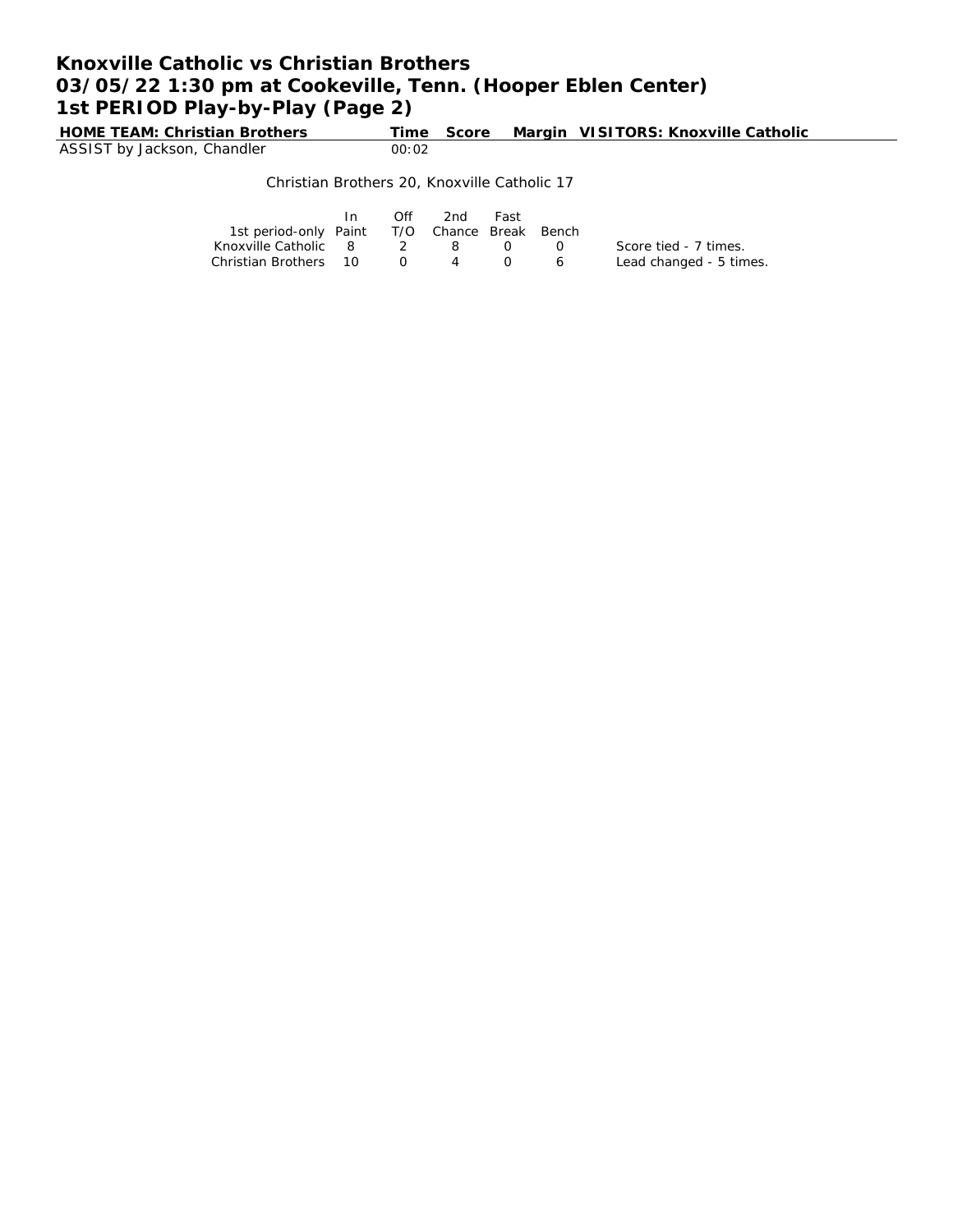# Knoxville Catholic vs Christian Brothers
# 03/05/22 1:30 pm at Cookeville, Tenn. (Hooper Eblen Center)
# 1st PERIOD Play-by-Play (Page 2)

| HOME TEAM: Christian Brothers | Time | Score | Margin | VISITORS: Knoxville Catholic |
|---|---|---|---|---|
| ASSIST by Jackson, Chandler | 00:02 | | | |

Christian Brothers 20, Knoxville Catholic 17

| 1st period-only | In Paint | Off T/O | 2nd Chance | Fast Break | Bench | |
|---|---|---|---|---|---|---|
| Knoxville Catholic | 8 | 2 | 8 | 0 | 0 | Score tied - 7 times. |
| Christian Brothers | 10 | 0 | 4 | 0 | 6 | Lead changed - 5 times. |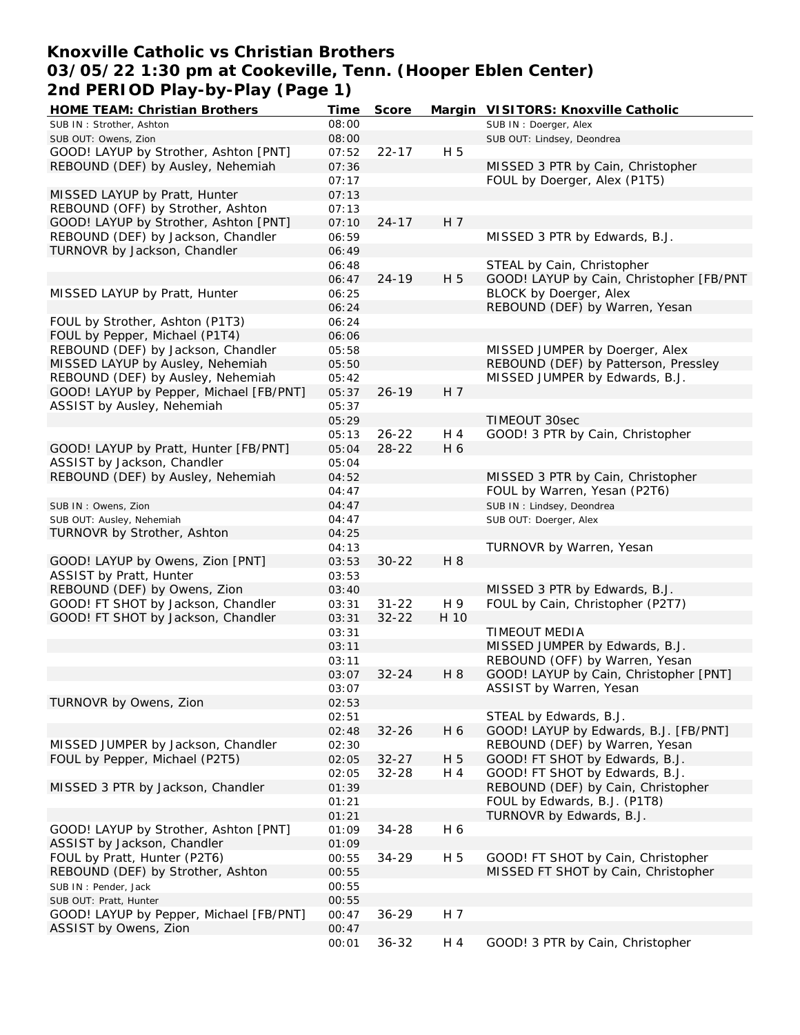# Knoxville Catholic vs Christian Brothers
## 03/05/22 1:30 pm at Cookeville, Tenn. (Hooper Eblen Center)
## 2nd PERIOD Play-by-Play (Page 1)

| HOME TEAM: Christian Brothers | Time | Score | Margin | VISITORS: Knoxville Catholic |
|---|---|---|---|---|
| SUB IN : Strother, Ashton | 08:00 | | | SUB IN : Doerger, Alex |
| SUB OUT: Owens, Zion | 08:00 | | | SUB OUT: Lindsey, Deondrea |
| GOOD! LAYUP by Strother, Ashton [PNT] | 07:52 | 22-17 | H 5 | |
| REBOUND (DEF) by Ausley, Nehemiah | 07:36 | | | MISSED 3 PTR by Cain, Christopher |
| | 07:17 | | | FOUL by Doerger, Alex (P1T5) |
| MISSED LAYUP by Pratt, Hunter | 07:13 | | | |
| REBOUND (OFF) by Strother, Ashton | 07:13 | | | |
| GOOD! LAYUP by Strother, Ashton [PNT] | 07:10 | 24-17 | H 7 | |
| REBOUND (DEF) by Jackson, Chandler | 06:59 | | | MISSED 3 PTR by Edwards, B.J. |
| TURNOVR by Jackson, Chandler | 06:49 | | | |
| | 06:48 | | | STEAL by Cain, Christopher |
| | 06:47 | 24-19 | H 5 | GOOD! LAYUP by Cain, Christopher [FB/PNT |
| MISSED LAYUP by Pratt, Hunter | 06:25 | | | BLOCK by Doerger, Alex |
| | 06:24 | | | REBOUND (DEF) by Warren, Yesan |
| FOUL by Strother, Ashton (P1T3) | 06:24 | | | |
| FOUL by Pepper, Michael (P1T4) | 06:06 | | | |
| REBOUND (DEF) by Jackson, Chandler | 05:58 | | | MISSED JUMPER by Doerger, Alex |
| MISSED LAYUP by Ausley, Nehemiah | 05:50 | | | REBOUND (DEF) by Patterson, Pressley |
| REBOUND (DEF) by Ausley, Nehemiah | 05:42 | | | MISSED JUMPER by Edwards, B.J. |
| GOOD! LAYUP by Pepper, Michael [FB/PNT] | 05:37 | 26-19 | H 7 | |
| ASSIST by Ausley, Nehemiah | 05:37 | | | |
| | 05:29 | | | TIMEOUT 30sec |
| | 05:13 | 26-22 | H 4 | GOOD! 3 PTR by Cain, Christopher |
| GOOD! LAYUP by Pratt, Hunter [FB/PNT] | 05:04 | 28-22 | H 6 | |
| ASSIST by Jackson, Chandler | 05:04 | | | |
| REBOUND (DEF) by Ausley, Nehemiah | 04:52 | | | MISSED 3 PTR by Cain, Christopher |
| | 04:47 | | | FOUL by Warren, Yesan (P2T6) |
| SUB IN : Owens, Zion | 04:47 | | | SUB IN : Lindsey, Deondrea |
| SUB OUT: Ausley, Nehemiah | 04:47 | | | SUB OUT: Doerger, Alex |
| TURNOVR by Strother, Ashton | 04:25 | | | |
| | 04:13 | | | TURNOVR by Warren, Yesan |
| GOOD! LAYUP by Owens, Zion [PNT] | 03:53 | 30-22 | H 8 | |
| ASSIST by Pratt, Hunter | 03:53 | | | |
| REBOUND (DEF) by Owens, Zion | 03:40 | | | MISSED 3 PTR by Edwards, B.J. |
| GOOD! FT SHOT by Jackson, Chandler | 03:31 | 31-22 | H 9 | FOUL by Cain, Christopher (P2T7) |
| GOOD! FT SHOT by Jackson, Chandler | 03:31 | 32-22 | H 10 | |
| | 03:31 | | | TIMEOUT MEDIA |
| | 03:11 | | | MISSED JUMPER by Edwards, B.J. |
| | 03:11 | | | REBOUND (OFF) by Warren, Yesan |
| | 03:07 | 32-24 | H 8 | GOOD! LAYUP by Cain, Christopher [PNT] |
| | 03:07 | | | ASSIST by Warren, Yesan |
| TURNOVR by Owens, Zion | 02:53 | | | |
| | 02:51 | | | STEAL by Edwards, B.J. |
| | 02:48 | 32-26 | H 6 | GOOD! LAYUP by Edwards, B.J. [FB/PNT] |
| MISSED JUMPER by Jackson, Chandler | 02:30 | | | REBOUND (DEF) by Warren, Yesan |
| FOUL by Pepper, Michael (P2T5) | 02:05 | 32-27 | H 5 | GOOD! FT SHOT by Edwards, B.J. |
| | 02:05 | 32-28 | H 4 | GOOD! FT SHOT by Edwards, B.J. |
| MISSED 3 PTR by Jackson, Chandler | 01:39 | | | REBOUND (DEF) by Cain, Christopher |
| | 01:21 | | | FOUL by Edwards, B.J. (P1T8) |
| | 01:21 | | | TURNOVR by Edwards, B.J. |
| GOOD! LAYUP by Strother, Ashton [PNT] | 01:09 | 34-28 | H 6 | |
| ASSIST by Jackson, Chandler | 01:09 | | | |
| FOUL by Pratt, Hunter (P2T6) | 00:55 | 34-29 | H 5 | GOOD! FT SHOT by Cain, Christopher |
| REBOUND (DEF) by Strother, Ashton | 00:55 | | | MISSED FT SHOT by Cain, Christopher |
| SUB IN : Pender, Jack | 00:55 | | | |
| SUB OUT: Pratt, Hunter | 00:55 | | | |
| GOOD! LAYUP by Pepper, Michael [FB/PNT] | 00:47 | 36-29 | H 7 | |
| ASSIST by Owens, Zion | 00:47 | | | |
| | 00:01 | 36-32 | H 4 | GOOD! 3 PTR by Cain, Christopher |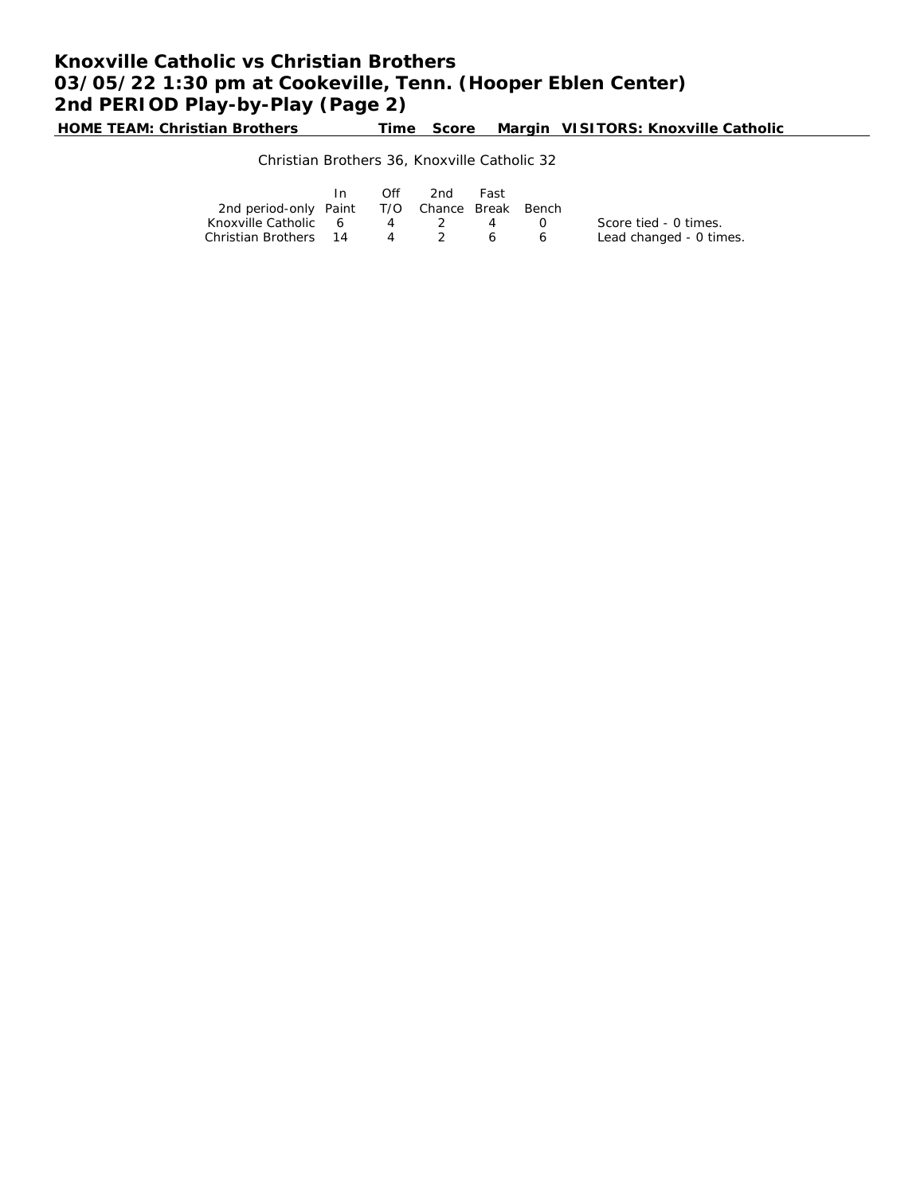# Knoxville Catholic vs Christian Brothers
# 03/05/22 1:30 pm at Cookeville, Tenn. (Hooper Eblen Center)
# 2nd PERIOD Play-by-Play (Page 2)

| HOME TEAM: Christian Brothers | Time | Score | Margin | VISITORS: Knoxville Catholic |
|---|---|---|---|---|

Christian Brothers 36, Knoxville Catholic 32

| 2nd period-only | In Paint | Off T/O | 2nd Chance | Fast Break | Bench |
|---|---|---|---|---|---|
| Knoxville Catholic | 6 | 4 | 2 | 4 | 0 |
| Christian Brothers | 14 | 4 | 2 | 6 | 6 |

Score tied - 0 times.
Lead changed - 0 times.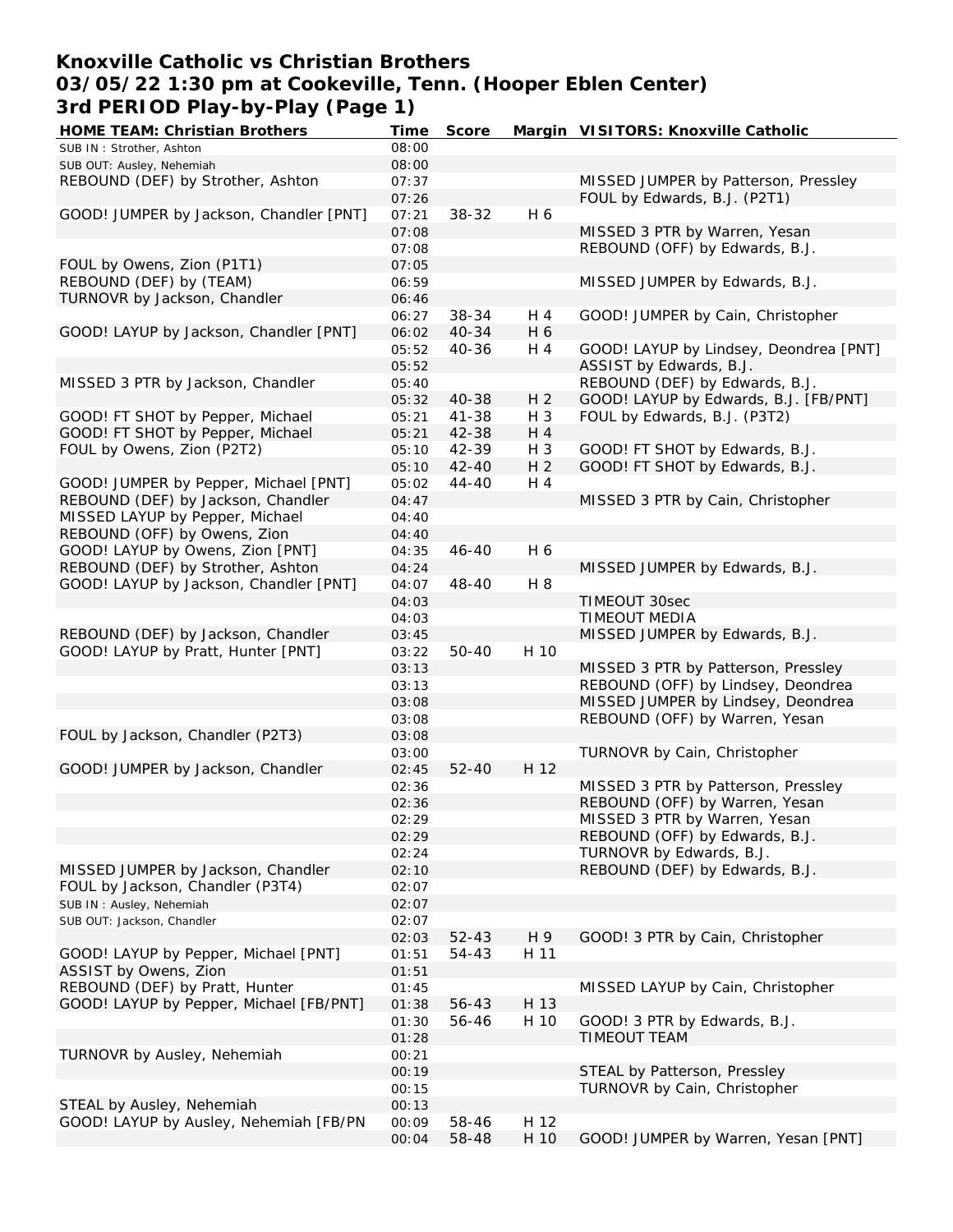# Knoxville Catholic vs Christian Brothers
## 03/05/22 1:30 pm at Cookeville, Tenn. (Hooper Eblen Center)
## 3rd PERIOD Play-by-Play (Page 1)

| HOME TEAM: Christian Brothers | Time | Score | Margin | VISITORS: Knoxville Catholic |
|---|---|---|---|---|
| SUB IN : Strother, Ashton | 08:00 | | | |
| SUB OUT: Ausley, Nehemiah | 08:00 | | | |
| REBOUND (DEF) by Strother, Ashton | 07:37 | | | MISSED JUMPER by Patterson, Pressley |
| | 07:26 | | | FOUL by Edwards, B.J. (P2T1) |
| GOOD! JUMPER by Jackson, Chandler [PNT] | 07:21 | 38-32 | H 6 | |
| | 07:08 | | | MISSED 3 PTR by Warren, Yesan |
| | 07:08 | | | REBOUND (OFF) by Edwards, B.J. |
| FOUL by Owens, Zion (P1T1) | 07:05 | | | |
| REBOUND (DEF) by (TEAM) | 06:59 | | | MISSED JUMPER by Edwards, B.J. |
| TURNOVR by Jackson, Chandler | 06:46 | | | |
| | 06:27 | 38-34 | H 4 | GOOD! JUMPER by Cain, Christopher |
| GOOD! LAYUP by Jackson, Chandler [PNT] | 06:02 | 40-34 | H 6 | |
| | 05:52 | 40-36 | H 4 | GOOD! LAYUP by Lindsey, Deondrea [PNT] |
| | 05:52 | | | ASSIST by Edwards, B.J. |
| MISSED 3 PTR by Jackson, Chandler | 05:40 | | | REBOUND (DEF) by Edwards, B.J. |
| | 05:32 | 40-38 | H 2 | GOOD! LAYUP by Edwards, B.J. [FB/PNT] |
| GOOD! FT SHOT by Pepper, Michael | 05:21 | 41-38 | H 3 | FOUL by Edwards, B.J. (P3T2) |
| GOOD! FT SHOT by Pepper, Michael | 05:21 | 42-38 | H 4 | |
| FOUL by Owens, Zion (P2T2) | 05:10 | 42-39 | H 3 | GOOD! FT SHOT by Edwards, B.J. |
| | 05:10 | 42-40 | H 2 | GOOD! FT SHOT by Edwards, B.J. |
| GOOD! JUMPER by Pepper, Michael [PNT] | 05:02 | 44-40 | H 4 | |
| REBOUND (DEF) by Jackson, Chandler | 04:47 | | | MISSED 3 PTR by Cain, Christopher |
| MISSED LAYUP by Pepper, Michael | 04:40 | | | |
| REBOUND (OFF) by Owens, Zion | 04:40 | | | |
| GOOD! LAYUP by Owens, Zion [PNT] | 04:35 | 46-40 | H 6 | |
| REBOUND (DEF) by Strother, Ashton | 04:24 | | | MISSED JUMPER by Edwards, B.J. |
| GOOD! LAYUP by Jackson, Chandler [PNT] | 04:07 | 48-40 | H 8 | |
| | 04:03 | | | TIMEOUT 30sec |
| | 04:03 | | | TIMEOUT MEDIA |
| REBOUND (DEF) by Jackson, Chandler | 03:45 | | | MISSED JUMPER by Edwards, B.J. |
| GOOD! LAYUP by Pratt, Hunter [PNT] | 03:22 | 50-40 | H 10 | |
| | 03:13 | | | MISSED 3 PTR by Patterson, Pressley |
| | 03:13 | | | REBOUND (OFF) by Lindsey, Deondrea |
| | 03:08 | | | MISSED JUMPER by Lindsey, Deondrea |
| | 03:08 | | | REBOUND (OFF) by Warren, Yesan |
| FOUL by Jackson, Chandler (P2T3) | 03:08 | | | |
| | 03:00 | | | TURNOVR by Cain, Christopher |
| GOOD! JUMPER by Jackson, Chandler | 02:45 | 52-40 | H 12 | |
| | 02:36 | | | MISSED 3 PTR by Patterson, Pressley |
| | 02:36 | | | REBOUND (OFF) by Warren, Yesan |
| | 02:29 | | | MISSED 3 PTR by Warren, Yesan |
| | 02:29 | | | REBOUND (OFF) by Edwards, B.J. |
| | 02:24 | | | TURNOVR by Edwards, B.J. |
| MISSED JUMPER by Jackson, Chandler | 02:10 | | | REBOUND (DEF) by Edwards, B.J. |
| FOUL by Jackson, Chandler (P3T4) | 02:07 | | | |
| SUB IN : Ausley, Nehemiah | 02:07 | | | |
| SUB OUT: Jackson, Chandler | 02:07 | | | |
| | 02:03 | 52-43 | H 9 | GOOD! 3 PTR by Cain, Christopher |
| GOOD! LAYUP by Pepper, Michael [PNT] | 01:51 | 54-43 | H 11 | |
| ASSIST by Owens, Zion | 01:51 | | | |
| REBOUND (DEF) by Pratt, Hunter | 01:45 | | | MISSED LAYUP by Cain, Christopher |
| GOOD! LAYUP by Pepper, Michael [FB/PNT] | 01:38 | 56-43 | H 13 | |
| | 01:30 | 56-46 | H 10 | GOOD! 3 PTR by Edwards, B.J. |
| | 01:28 | | | TIMEOUT TEAM |
| TURNOVR by Ausley, Nehemiah | 00:21 | | | |
| | 00:19 | | | STEAL by Patterson, Pressley |
| | 00:15 | | | TURNOVR by Cain, Christopher |
| STEAL by Ausley, Nehemiah | 00:13 | | | |
| GOOD! LAYUP by Ausley, Nehemiah [FB/PN | 00:09 | 58-46 | H 12 | |
| | 00:04 | 58-48 | H 10 | GOOD! JUMPER by Warren, Yesan [PNT] |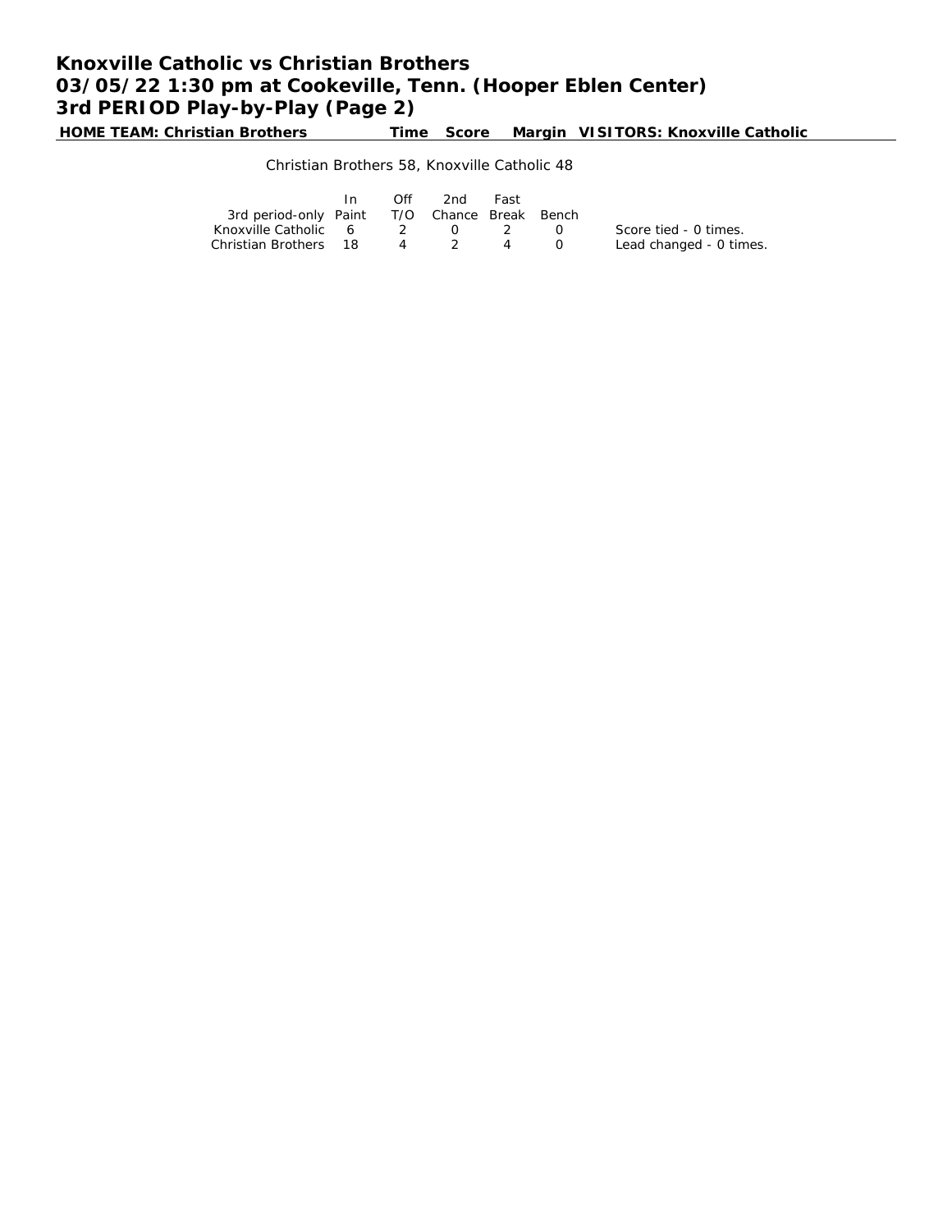# Knoxville Catholic vs Christian Brothers
# 03/05/22 1:30 pm at Cookeville, Tenn. (Hooper Eblen Center)
# 3rd PERIOD Play-by-Play (Page 2)

| HOME TEAM: Christian Brothers | Time | Score | Margin | VISITORS: Knoxville Catholic |
|---|---|---|---|---|

Christian Brothers 58, Knoxville Catholic 48

| 3rd period-only | In Paint | Off T/O | 2nd Chance | Fast Break | Bench |
|---|---|---|---|---|---|
| Knoxville Catholic | 6 | 2 | 0 | 2 | 0 |
| Christian Brothers | 18 | 4 | 2 | 4 | 0 |

Score tied - 0 times.
Lead changed - 0 times.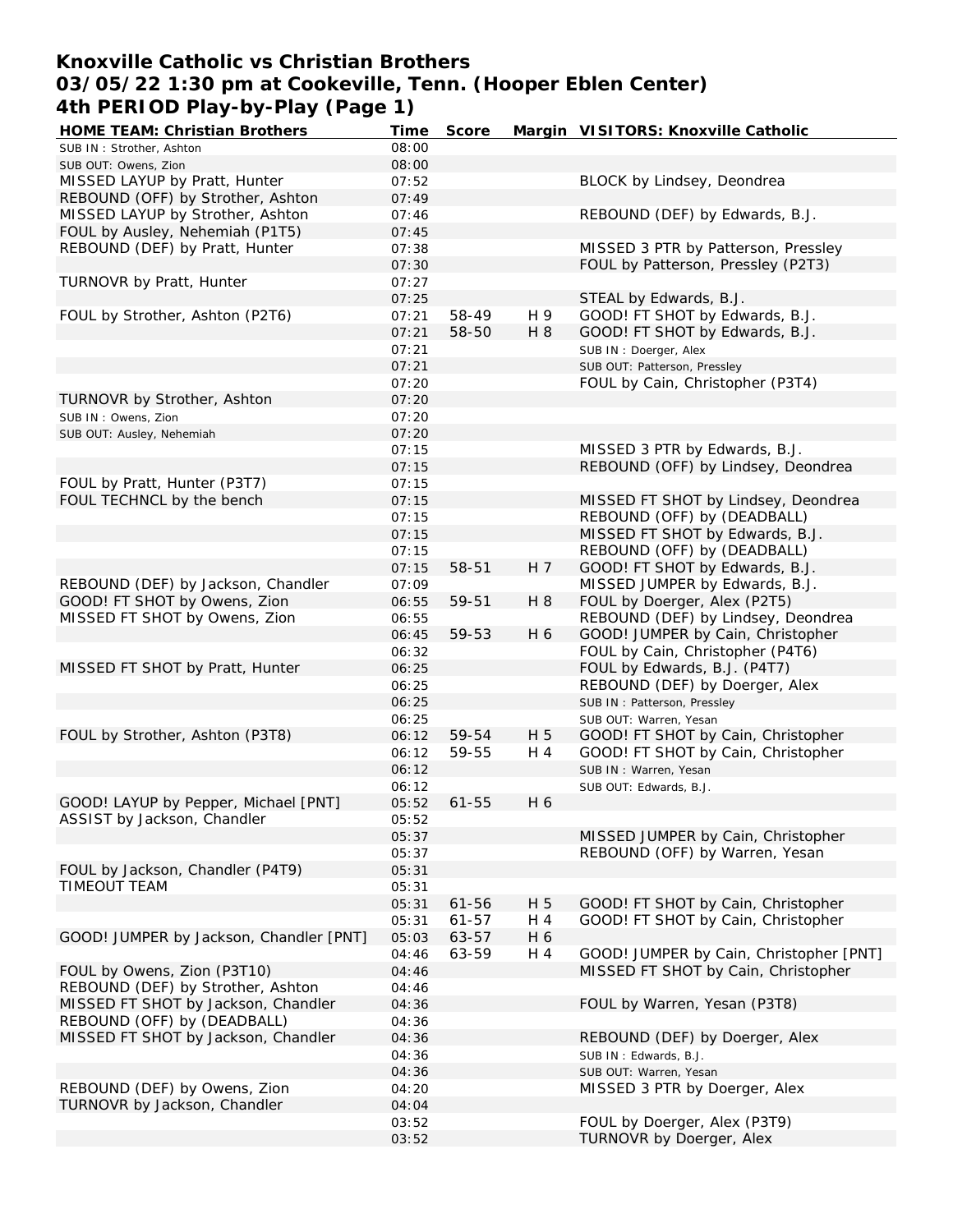# Knoxville Catholic vs Christian Brothers
# 03/05/22 1:30 pm at Cookeville, Tenn. (Hooper Eblen Center)
# 4th PERIOD Play-by-Play (Page 1)

| HOME TEAM: Christian Brothers | Time | Score | Margin | VISITORS: Knoxville Catholic |
|---|---|---|---|---|
| SUB IN : Strother, Ashton | 08:00 | | | |
| SUB OUT: Owens, Zion | 08:00 | | | |
| MISSED LAYUP by Pratt, Hunter | 07:52 | | | BLOCK by Lindsey, Deondrea |
| REBOUND (OFF) by Strother, Ashton | 07:49 | | | |
| MISSED LAYUP by Strother, Ashton | 07:46 | | | REBOUND (DEF) by Edwards, B.J. |
| FOUL by Ausley, Nehemiah (P1T5) | 07:45 | | | |
| REBOUND (DEF) by Pratt, Hunter | 07:38 | | | MISSED 3 PTR by Patterson, Pressley |
| | 07:30 | | | FOUL by Patterson, Pressley (P2T3) |
| TURNOVR by Pratt, Hunter | 07:27 | | | |
| | 07:25 | | | STEAL by Edwards, B.J. |
| FOUL by Strother, Ashton (P2T6) | 07:21 | 58-49 | H 9 | GOOD! FT SHOT by Edwards, B.J. |
| | 07:21 | 58-50 | H 8 | GOOD! FT SHOT by Edwards, B.J. |
| | 07:21 | | | SUB IN : Doerger, Alex |
| | 07:21 | | | SUB OUT: Patterson, Pressley |
| | 07:20 | | | FOUL by Cain, Christopher (P3T4) |
| TURNOVR by Strother, Ashton | 07:20 | | | |
| SUB IN : Owens, Zion | 07:20 | | | |
| SUB OUT: Ausley, Nehemiah | 07:20 | | | |
| | 07:15 | | | MISSED 3 PTR by Edwards, B.J. |
| | 07:15 | | | REBOUND (OFF) by Lindsey, Deondrea |
| FOUL by Pratt, Hunter (P3T7) | 07:15 | | | |
| FOUL TECHNCL by the bench | 07:15 | | | MISSED FT SHOT by Lindsey, Deondrea |
| | 07:15 | | | REBOUND (OFF) by (DEADBALL) |
| | 07:15 | | | MISSED FT SHOT by Edwards, B.J. |
| | 07:15 | | | REBOUND (OFF) by (DEADBALL) |
| | 07:15 | 58-51 | H 7 | GOOD! FT SHOT by Edwards, B.J. |
| REBOUND (DEF) by Jackson, Chandler | 07:09 | | | MISSED JUMPER by Edwards, B.J. |
| GOOD! FT SHOT by Owens, Zion | 06:55 | 59-51 | H 8 | FOUL by Doerger, Alex (P2T5) |
| MISSED FT SHOT by Owens, Zion | 06:55 | | | REBOUND (DEF) by Lindsey, Deondrea |
| | 06:45 | 59-53 | H 6 | GOOD! JUMPER by Cain, Christopher |
| | 06:32 | | | FOUL by Cain, Christopher (P4T6) |
| MISSED FT SHOT by Pratt, Hunter | 06:25 | | | FOUL by Edwards, B.J. (P4T7) |
| | 06:25 | | | REBOUND (DEF) by Doerger, Alex |
| | 06:25 | | | SUB IN : Patterson, Pressley |
| | 06:25 | | | SUB OUT: Warren, Yesan |
| FOUL by Strother, Ashton (P3T8) | 06:12 | 59-54 | H 5 | GOOD! FT SHOT by Cain, Christopher |
| | 06:12 | 59-55 | H 4 | GOOD! FT SHOT by Cain, Christopher |
| | 06:12 | | | SUB IN : Warren, Yesan |
| | 06:12 | | | SUB OUT: Edwards, B.J. |
| GOOD! LAYUP by Pepper, Michael [PNT] | 05:52 | 61-55 | H 6 | |
| ASSIST by Jackson, Chandler | 05:52 | | | |
| | 05:37 | | | MISSED JUMPER by Cain, Christopher |
| | 05:37 | | | REBOUND (OFF) by Warren, Yesan |
| FOUL by Jackson, Chandler (P4T9) | 05:31 | | | |
| TIMEOUT TEAM | 05:31 | | | |
| | 05:31 | 61-56 | H 5 | GOOD! FT SHOT by Cain, Christopher |
| | 05:31 | 61-57 | H 4 | GOOD! FT SHOT by Cain, Christopher |
| GOOD! JUMPER by Jackson, Chandler [PNT] | 05:03 | 63-57 | H 6 | |
| | 04:46 | 63-59 | H 4 | GOOD! JUMPER by Cain, Christopher [PNT] |
| FOUL by Owens, Zion (P3T10) | 04:46 | | | MISSED FT SHOT by Cain, Christopher |
| REBOUND (DEF) by Strother, Ashton | 04:46 | | | |
| MISSED FT SHOT by Jackson, Chandler | 04:36 | | | FOUL by Warren, Yesan (P3T8) |
| REBOUND (OFF) by (DEADBALL) | 04:36 | | | |
| MISSED FT SHOT by Jackson, Chandler | 04:36 | | | REBOUND (DEF) by Doerger, Alex |
| | 04:36 | | | SUB IN : Edwards, B.J. |
| | 04:36 | | | SUB OUT: Warren, Yesan |
| REBOUND (DEF) by Owens, Zion | 04:20 | | | MISSED 3 PTR by Doerger, Alex |
| TURNOVR by Jackson, Chandler | 04:04 | | | |
| | 03:52 | | | FOUL by Doerger, Alex (P3T9) |
| | 03:52 | | | TURNOVR by Doerger, Alex |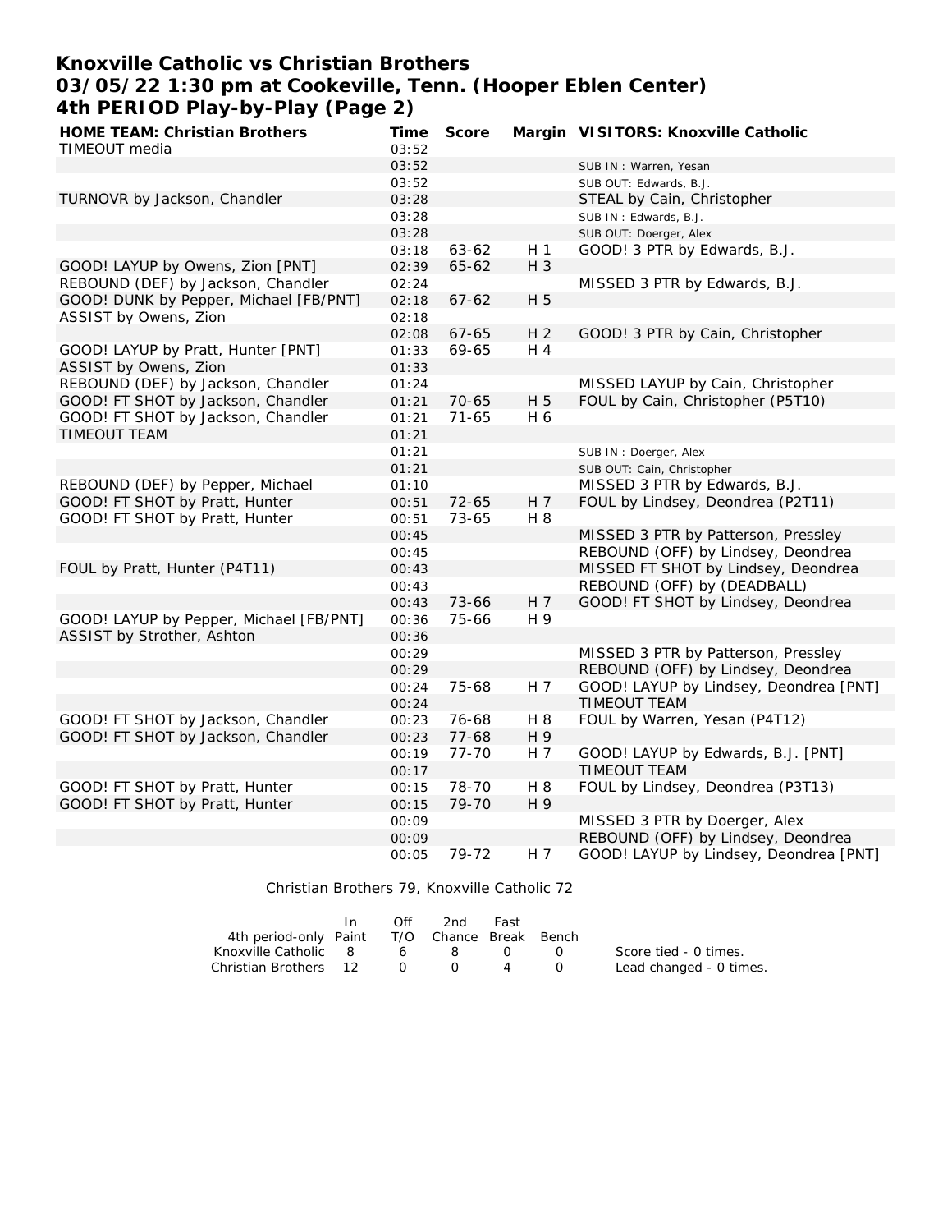# Knoxville Catholic vs Christian Brothers
# 03/05/22 1:30 pm at Cookeville, Tenn. (Hooper Eblen Center)
# 4th PERIOD Play-by-Play (Page 2)

| HOME TEAM: Christian Brothers | Time | Score | Margin | VISITORS: Knoxville Catholic |
|---|---|---|---|---|
| TIMEOUT media | 03:52 | | | |
| | 03:52 | | | SUB IN : Warren, Yesan |
| | 03:52 | | | SUB OUT: Edwards, B.J. |
| TURNOVR by Jackson, Chandler | 03:28 | | | STEAL by Cain, Christopher |
| | 03:28 | | | SUB IN : Edwards, B.J. |
| | 03:28 | | | SUB OUT: Doerger, Alex |
| | 03:18 | 63-62 | H 1 | GOOD! 3 PTR by Edwards, B.J. |
| GOOD! LAYUP by Owens, Zion [PNT] | 02:39 | 65-62 | H 3 | |
| REBOUND (DEF) by Jackson, Chandler | 02:24 | | | MISSED 3 PTR by Edwards, B.J. |
| GOOD! DUNK by Pepper, Michael [FB/PNT] | 02:18 | 67-62 | H 5 | |
| ASSIST by Owens, Zion | 02:18 | | | |
| | 02:08 | 67-65 | H 2 | GOOD! 3 PTR by Cain, Christopher |
| GOOD! LAYUP by Pratt, Hunter [PNT] | 01:33 | 69-65 | H 4 | |
| ASSIST by Owens, Zion | 01:33 | | | |
| REBOUND (DEF) by Jackson, Chandler | 01:24 | | | MISSED LAYUP by Cain, Christopher |
| GOOD! FT SHOT by Jackson, Chandler | 01:21 | 70-65 | H 5 | FOUL by Cain, Christopher (P5T10) |
| GOOD! FT SHOT by Jackson, Chandler | 01:21 | 71-65 | H 6 | |
| TIMEOUT TEAM | 01:21 | | | |
| | 01:21 | | | SUB IN : Doerger, Alex |
| | 01:21 | | | SUB OUT: Cain, Christopher |
| REBOUND (DEF) by Pepper, Michael | 01:10 | | | MISSED 3 PTR by Edwards, B.J. |
| GOOD! FT SHOT by Pratt, Hunter | 00:51 | 72-65 | H 7 | FOUL by Lindsey, Deondrea (P2T11) |
| GOOD! FT SHOT by Pratt, Hunter | 00:51 | 73-65 | H 8 | |
| | 00:45 | | | MISSED 3 PTR by Patterson, Pressley |
| | 00:45 | | | REBOUND (OFF) by Lindsey, Deondrea |
| FOUL by Pratt, Hunter (P4T11) | 00:43 | | | MISSED FT SHOT by Lindsey, Deondrea |
| | 00:43 | | | REBOUND (OFF) by (DEADBALL) |
| | 00:43 | 73-66 | H 7 | GOOD! FT SHOT by Lindsey, Deondrea |
| GOOD! LAYUP by Pepper, Michael [FB/PNT] | 00:36 | 75-66 | H 9 | |
| ASSIST by Strother, Ashton | 00:36 | | | |
| | 00:29 | | | MISSED 3 PTR by Patterson, Pressley |
| | 00:29 | | | REBOUND (OFF) by Lindsey, Deondrea |
| | 00:24 | 75-68 | H 7 | GOOD! LAYUP by Lindsey, Deondrea [PNT] |
| | 00:24 | | | TIMEOUT TEAM |
| GOOD! FT SHOT by Jackson, Chandler | 00:23 | 76-68 | H 8 | FOUL by Warren, Yesan (P4T12) |
| GOOD! FT SHOT by Jackson, Chandler | 00:23 | 77-68 | H 9 | |
| | 00:19 | 77-70 | H 7 | GOOD! LAYUP by Edwards, B.J. [PNT] |
| | 00:17 | | | TIMEOUT TEAM |
| GOOD! FT SHOT by Pratt, Hunter | 00:15 | 78-70 | H 8 | FOUL by Lindsey, Deondrea (P3T13) |
| GOOD! FT SHOT by Pratt, Hunter | 00:15 | 79-70 | H 9 | |
| | 00:09 | | | MISSED 3 PTR by Doerger, Alex |
| | 00:09 | | | REBOUND (OFF) by Lindsey, Deondrea |
| | 00:05 | 79-72 | H 7 | GOOD! LAYUP by Lindsey, Deondrea [PNT] |

Christian Brothers 79, Knoxville Catholic 72

| 4th period-only | In Paint | Off T/O | 2nd Chance | Fast Break | Bench |
|---|---|---|---|---|---|
| Knoxville Catholic | 8 | 6 | 8 | 0 | 0 |
| Christian Brothers | 12 | 0 | 0 | 4 | 0 |

Score tied - 0 times.
Lead changed - 0 times.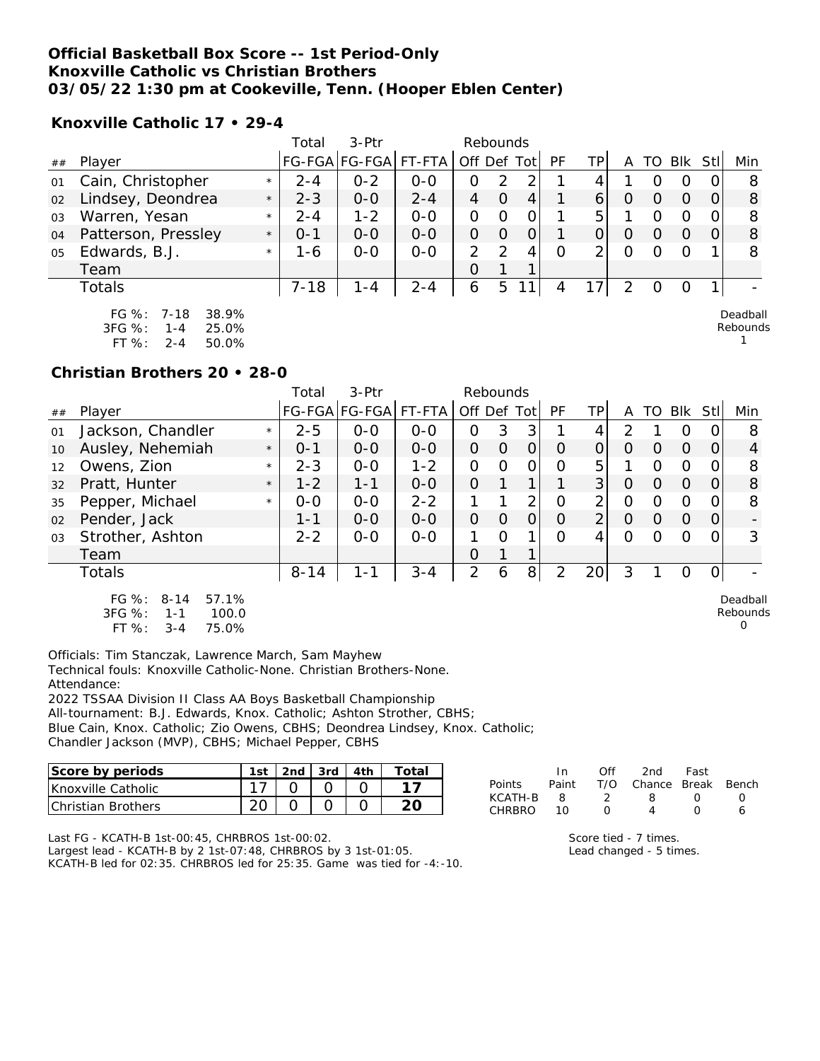**Official Basketball Box Score -- 1st Period-Only**
**Knoxville Catholic vs Christian Brothers**
**03/05/22 1:30 pm at Cookeville, Tenn. (Hooper Eblen Center)**

**Knoxville Catholic 17 • 29-4**

| | | | Total | 3-Ptr | | Rebounds | | | | | | | | | |
|---|---|---|---|---|---|---|---|---|---|---|---|---|---|---|---|
| ## | Player | | FG-FGA | FG-FGA | FT-FTA | Off | Def | Tot | PF | TP | A | TO | Blk | Stl | Min |
| 01 | Cain, Christopher | * | 2-4 | 0-2 | 0-0 | 0 | 2 | 2 | 1 | 4 | 1 | 0 | 0 | 0 | 8 |
| 02 | Lindsey, Deondrea | * | 2-3 | 0-0 | 2-4 | 4 | 0 | 4 | 1 | 6 | 0 | 0 | 0 | 0 | 8 |
| 03 | Warren, Yesan | * | 2-4 | 1-2 | 0-0 | 0 | 0 | 0 | 1 | 5 | 1 | 0 | 0 | 0 | 8 |
| 04 | Patterson, Pressley | * | 0-1 | 0-0 | 0-0 | 0 | 0 | 0 | 1 | 0 | 0 | 0 | 0 | 0 | 8 |
| 05 | Edwards, B.J. | * | 1-6 | 0-0 | 0-0 | 2 | 2 | 4 | 0 | 2 | 0 | 0 | 0 | 1 | 8 |
| | Team | | | | | 0 | 1 | 1 | | | | | | | |
| | Totals | | 7-18 | 1-4 | 2-4 | 6 | 5 | 11 | 4 | 17 | 2 | 0 | 0 | 1 | - |

FG %: 7-18 38.9%
3FG %: 1-4 25.0%
FT %: 2-4 50.0%

Deadball Rebounds 1

**Christian Brothers 20 • 28-0**

| | | | Total | 3-Ptr | | Rebounds | | | | | | | | | |
|---|---|---|---|---|---|---|---|---|---|---|---|---|---|---|---|
| ## | Player | | FG-FGA | FG-FGA | FT-FTA | Off | Def | Tot | PF | TP | A | TO | Blk | Stl | Min |
| 01 | Jackson, Chandler | * | 2-5 | 0-0 | 0-0 | 0 | 3 | 3 | 1 | 4 | 2 | 1 | 0 | 0 | 8 |
| 10 | Ausley, Nehemiah | * | 0-1 | 0-0 | 0-0 | 0 | 0 | 0 | 0 | 0 | 0 | 0 | 0 | 0 | 4 |
| 12 | Owens, Zion | * | 2-3 | 0-0 | 1-2 | 0 | 0 | 0 | 0 | 5 | 1 | 0 | 0 | 0 | 8 |
| 32 | Pratt, Hunter | * | 1-2 | 1-1 | 0-0 | 0 | 1 | 1 | 1 | 3 | 0 | 0 | 0 | 0 | 8 |
| 35 | Pepper, Michael | * | 0-0 | 0-0 | 2-2 | 1 | 1 | 2 | 0 | 2 | 0 | 0 | 0 | 0 | 8 |
| 02 | Pender, Jack | | 1-1 | 0-0 | 0-0 | 0 | 0 | 0 | 0 | 2 | 0 | 0 | 0 | 0 | - |
| 03 | Strother, Ashton | | 2-2 | 0-0 | 0-0 | 1 | 0 | 1 | 0 | 4 | 0 | 0 | 0 | 0 | 3 |
| | Team | | | | | 0 | 1 | 1 | | | | | | | |
| | Totals | | 8-14 | 1-1 | 3-4 | 2 | 6 | 8 | 2 | 20 | 3 | 1 | 0 | 0 | - |

FG %: 8-14 57.1%
3FG %: 1-1 100.0
FT %: 3-4 75.0%

Deadball Rebounds 0

Officials: Tim Stanczak, Lawrence March, Sam Mayhew
Technical fouls: Knoxville Catholic-None. Christian Brothers-None.
Attendance:
2022 TSSAA Division II Class AA Boys Basketball Championship
All-tournament: B.J. Edwards, Knox. Catholic; Ashton Strother, CBHS;
Blue Cain, Knox. Catholic; Zio Owens, CBHS; Deondrea Lindsey, Knox. Catholic;
Chandler Jackson (MVP), CBHS; Michael Pepper, CBHS

| Score by periods | 1st | 2nd | 3rd | 4th | Total |
|---|---|---|---|---|---|
| Knoxville Catholic | 17 | 0 | 0 | 0 | 17 |
| Christian Brothers | 20 | 0 | 0 | 0 | 20 |

| Points | In Paint | Off T/O | 2nd Chance | Fast Break | Bench |
|---|---|---|---|---|---|
| KCATH-B | 8 | 2 | 8 | 0 | 0 |
| CHRBRO | 10 | 0 | 4 | 0 | 6 |

Last FG - KCATH-B 1st-00:45, CHRBROS 1st-00:02.
Largest lead - KCATH-B by 2 1st-07:48, CHRBROS by 3 1st-01:05.
KCATH-B led for 02:35. CHRBROS led for 25:35. Game was tied for -4:-10.

Score tied - 7 times.
Lead changed - 5 times.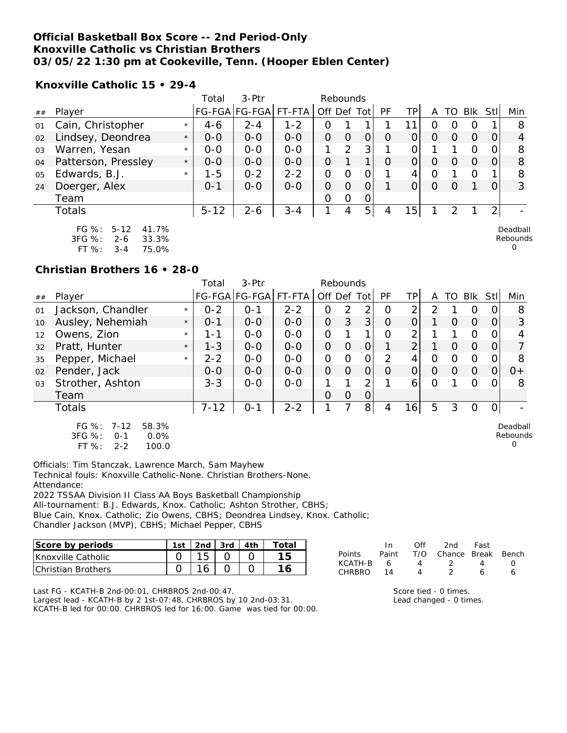**Official Basketball Box Score -- 2nd Period-Only**
**Knoxville Catholic vs Christian Brothers**
**03/05/22 1:30 pm at Cookeville, Tenn. (Hooper Eblen Center)**

**Knoxville Catholic 15 • 29-4**

| ## | Player | | Total FG-FGA | 3-Ptr FG-FGA | FT-FTA | Rebounds Off | Def | Tot | PF | TP | A | TO | Blk | Stl | Min |
|---|---|---|---|---|---|---|---|---|---|---|---|---|---|---|---|
| 01 | Cain, Christopher | * | 4-6 | 2-4 | 1-2 | 0 | 1 | 1 | 1 | 11 | 0 | 0 | 0 | 1 | 8 |
| 02 | Lindsey, Deondrea | * | 0-0 | 0-0 | 0-0 | 0 | 0 | 0 | 0 | 0 | 0 | 0 | 0 | 0 | 4 |
| 03 | Warren, Yesan | * | 0-0 | 0-0 | 0-0 | 1 | 2 | 3 | 1 | 0 | 1 | 1 | 0 | 0 | 8 |
| 04 | Patterson, Pressley | * | 0-0 | 0-0 | 0-0 | 0 | 1 | 1 | 0 | 0 | 0 | 0 | 0 | 0 | 8 |
| 05 | Edwards, B.J. | * | 1-5 | 0-2 | 2-2 | 0 | 0 | 0 | 1 | 4 | 0 | 1 | 0 | 1 | 8 |
| 24 | Doerger, Alex | | 0-1 | 0-0 | 0-0 | 0 | 0 | 0 | 1 | 0 | 0 | 0 | 1 | 0 | 3 |
| | Team | | | | | 0 | 0 | 0 | | | | | | | |
| | Totals | | 5-12 | 2-6 | 3-4 | 1 | 4 | 5 | 4 | 15 | 1 | 2 | 1 | 2 | - |

FG %: 5-12 41.7%
3FG %: 2-6 33.3%
FT %: 3-4 75.0%

Deadball Rebounds 0

**Christian Brothers 16 • 28-0**

| ## | Player | | Total FG-FGA | 3-Ptr FG-FGA | FT-FTA | Rebounds Off | Def | Tot | PF | TP | A | TO | Blk | Stl | Min |
|---|---|---|---|---|---|---|---|---|---|---|---|---|---|---|---|
| 01 | Jackson, Chandler | * | 0-2 | 0-1 | 2-2 | 0 | 2 | 2 | 0 | 2 | 2 | 1 | 0 | 0 | 8 |
| 10 | Ausley, Nehemiah | * | 0-1 | 0-0 | 0-0 | 0 | 3 | 3 | 0 | 0 | 1 | 0 | 0 | 0 | 3 |
| 12 | Owens, Zion | * | 1-1 | 0-0 | 0-0 | 0 | 1 | 1 | 0 | 2 | 1 | 1 | 0 | 0 | 4 |
| 32 | Pratt, Hunter | * | 1-3 | 0-0 | 0-0 | 0 | 0 | 0 | 1 | 2 | 1 | 0 | 0 | 0 | 7 |
| 35 | Pepper, Michael | * | 2-2 | 0-0 | 0-0 | 0 | 0 | 0 | 2 | 4 | 0 | 0 | 0 | 0 | 8 |
| 02 | Pender, Jack | | 0-0 | 0-0 | 0-0 | 0 | 0 | 0 | 0 | 0 | 0 | 0 | 0 | 0 | 0+ |
| 03 | Strother, Ashton | | 3-3 | 0-0 | 0-0 | 1 | 1 | 2 | 1 | 6 | 0 | 1 | 0 | 0 | 8 |
| | Team | | | | | 0 | 0 | 0 | | | | | | | |
| | Totals | | 7-12 | 0-1 | 2-2 | 1 | 7 | 8 | 4 | 16 | 5 | 3 | 0 | 0 | - |

FG %: 7-12 58.3%
3FG %: 0-1 0.0%
FT %: 2-2 100.0

Deadball Rebounds 0

Officials: Tim Stanczak, Lawrence March, Sam Mayhew
Technical fouls: Knoxville Catholic-None. Christian Brothers-None.
Attendance:
2022 TSSAA Division II Class AA Boys Basketball Championship
All-tournament: B.J. Edwards, Knox. Catholic; Ashton Strother, CBHS;
Blue Cain, Knox. Catholic; Zio Owens, CBHS; Deondrea Lindsey, Knox. Catholic;
Chandler Jackson (MVP), CBHS; Michael Pepper, CBHS

| Score by periods | 1st | 2nd | 3rd | 4th | Total |
|---|---|---|---|---|---|
| Knoxville Catholic | 0 | 15 | 0 | 0 | 15 |
| Christian Brothers | 0 | 16 | 0 | 0 | 16 |

| Points | In Paint | Off T/O | 2nd Chance | Fast Break | Bench |
|---|---|---|---|---|---|
| KCATH-B | 6 | 4 | 2 | 4 | 0 |
| CHRBRO | 14 | 4 | 2 | 6 | 6 |

Last FG - KCATH-B 2nd-00:01, CHRBROS 2nd-00:47.
Largest lead - KCATH-B by 2 1st-07:48, CHRBROS by 10 2nd-03:31.
KCATH-B led for 00:00. CHRBROS led for 16:00. Game was tied for 00:00.

Score tied - 0 times.
Lead changed - 0 times.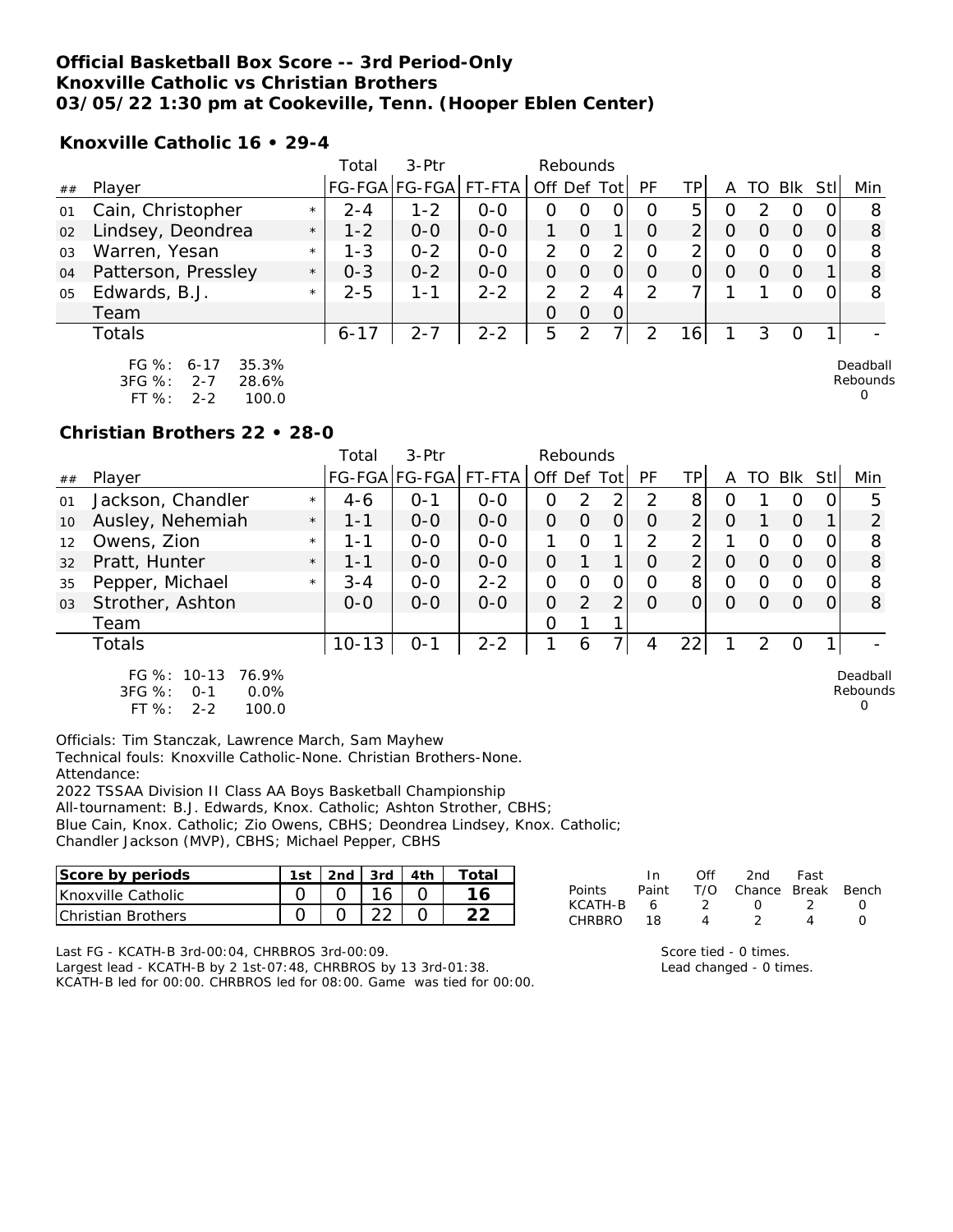**Official Basketball Box Score -- 3rd Period-Only**
**Knoxville Catholic vs Christian Brothers**
**03/05/22 1:30 pm at Cookeville, Tenn. (Hooper Eblen Center)**

**Knoxville Catholic 16 • 29-4**

| ## | Player | | Total FG-FGA | 3-Ptr FG-FGA | FT-FTA | Rebounds Off | Def | Tot | PF | TP | A | TO | Blk | Stl | Min |
|---|---|---|---|---|---|---|---|---|---|---|---|---|---|---|---|
| 01 | Cain, Christopher | * | 2-4 | 1-2 | 0-0 | 0 | 0 | 0 | 0 | 5 | 0 | 2 | 0 | 0 | 8 |
| 02 | Lindsey, Deondrea | * | 1-2 | 0-0 | 0-0 | 1 | 0 | 1 | 0 | 2 | 0 | 0 | 0 | 0 | 8 |
| 03 | Warren, Yesan | * | 1-3 | 0-2 | 0-0 | 2 | 0 | 2 | 0 | 2 | 0 | 0 | 0 | 0 | 8 |
| 04 | Patterson, Pressley | * | 0-3 | 0-2 | 0-0 | 0 | 0 | 0 | 0 | 0 | 0 | 0 | 0 | 1 | 8 |
| 05 | Edwards, B.J. | * | 2-5 | 1-1 | 2-2 | 2 | 2 | 4 | 2 | 7 | 1 | 1 | 0 | 0 | 8 |
| | Team | | | | | 0 | 0 | 0 | | | | | | | |
| | Totals | | 6-17 | 2-7 | 2-2 | 5 | 2 | 7 | 2 | 16 | 1 | 3 | 0 | 1 | - |

FG %: 6-17 35.3%
3FG %: 2-7 28.6%
FT %: 2-2 100.0

Deadball Rebounds 0

**Christian Brothers 22 • 28-0**

| ## | Player | | Total FG-FGA | 3-Ptr FG-FGA | FT-FTA | Rebounds Off | Def | Tot | PF | TP | A | TO | Blk | Stl | Min |
|---|---|---|---|---|---|---|---|---|---|---|---|---|---|---|---|
| 01 | Jackson, Chandler | * | 4-6 | 0-1 | 0-0 | 0 | 2 | 2 | 2 | 8 | 0 | 1 | 0 | 0 | 5 |
| 10 | Ausley, Nehemiah | * | 1-1 | 0-0 | 0-0 | 0 | 0 | 0 | 0 | 2 | 0 | 1 | 0 | 1 | 2 |
| 12 | Owens, Zion | * | 1-1 | 0-0 | 0-0 | 1 | 0 | 1 | 2 | 2 | 1 | 0 | 0 | 0 | 8 |
| 32 | Pratt, Hunter | * | 1-1 | 0-0 | 0-0 | 0 | 1 | 1 | 0 | 2 | 0 | 0 | 0 | 0 | 8 |
| 35 | Pepper, Michael | * | 3-4 | 0-0 | 2-2 | 0 | 0 | 0 | 0 | 8 | 0 | 0 | 0 | 0 | 8 |
| 03 | Strother, Ashton | | 0-0 | 0-0 | 0-0 | 0 | 2 | 2 | 0 | 0 | 0 | 0 | 0 | 0 | 8 |
| | Team | | | | | 0 | 1 | 1 | | | | | | | |
| | Totals | | 10-13 | 0-1 | 2-2 | 1 | 6 | 7 | 4 | 22 | 1 | 2 | 0 | 1 | - |

FG %: 10-13 76.9%
3FG %: 0-1 0.0%
FT %: 2-2 100.0

Deadball Rebounds 0

Officials: Tim Stanczak, Lawrence March, Sam Mayhew
Technical fouls: Knoxville Catholic-None. Christian Brothers-None.
Attendance:
2022 TSSAA Division II Class AA Boys Basketball Championship
All-tournament: B.J. Edwards, Knox. Catholic; Ashton Strother, CBHS;
Blue Cain, Knox. Catholic; Zio Owens, CBHS; Deondrea Lindsey, Knox. Catholic;
Chandler Jackson (MVP), CBHS; Michael Pepper, CBHS

| Score by periods | 1st | 2nd | 3rd | 4th | Total |
|---|---|---|---|---|---|
| Knoxville Catholic | 0 | 0 | 16 | 0 | 16 |
| Christian Brothers | 0 | 0 | 22 | 0 | 22 |

| Points | In Paint | Off T/O | 2nd Chance | Fast Break | Bench |
|---|---|---|---|---|---|
| KCATH-B | 6 | 2 | 0 | 2 | 0 |
| CHRBRO | 18 | 4 | 2 | 4 | 0 |

Last FG - KCATH-B 3rd-00:04, CHRBROS 3rd-00:09.
Largest lead - KCATH-B by 2 1st-07:48, CHRBROS by 13 3rd-01:38.
KCATH-B led for 00:00. CHRBROS led for 08:00. Game was tied for 00:00.

Score tied - 0 times.
Lead changed - 0 times.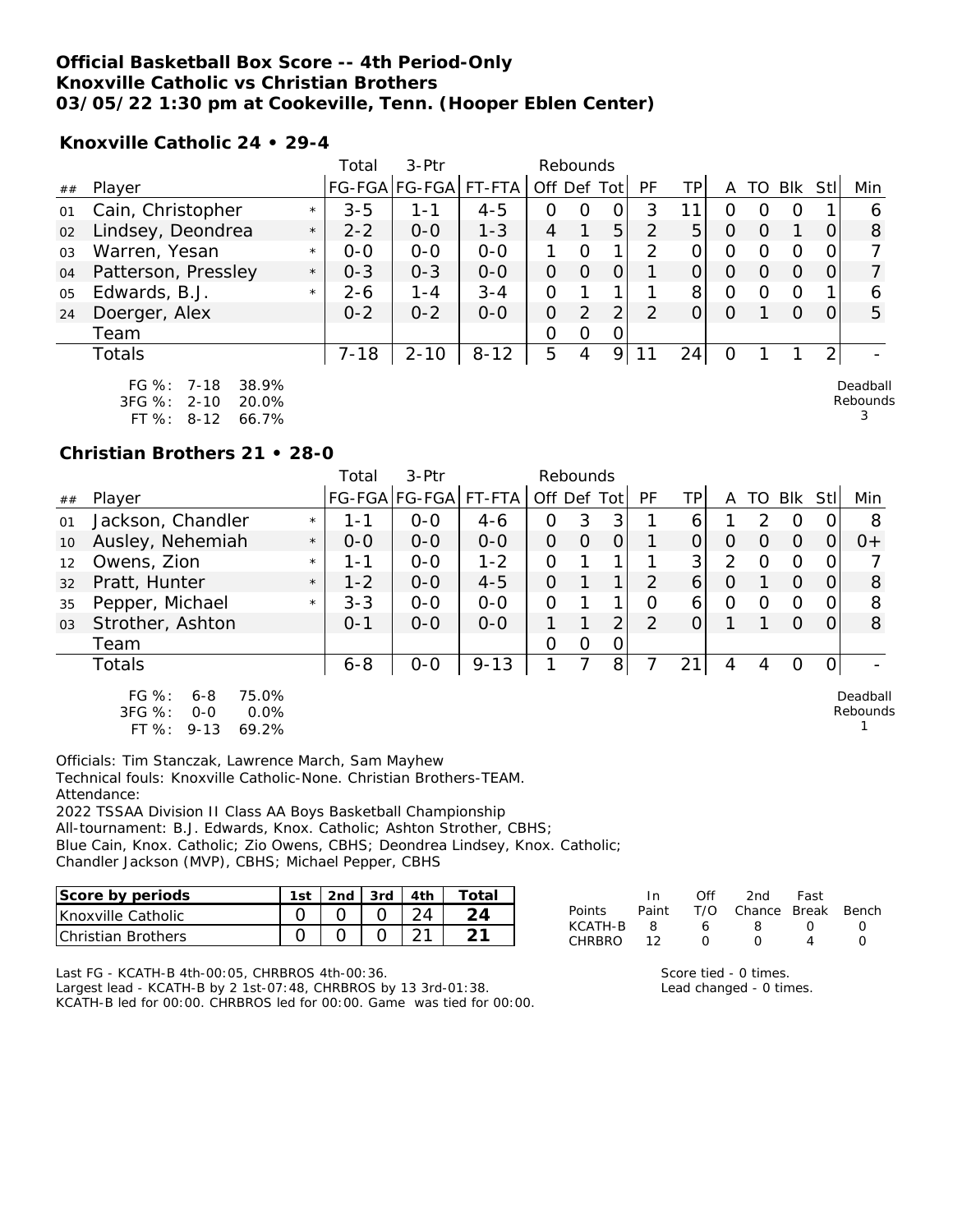**Official Basketball Box Score -- 4th Period-Only**
**Knoxville Catholic vs Christian Brothers**
**03/05/22 1:30 pm at Cookeville, Tenn. (Hooper Eblen Center)**

**Knoxville Catholic 24 • 29-4**

| ## | Player | | Total FG-FGA | 3-Ptr FG-FGA | FT-FTA | Rebounds Off | Def | Tot | PF | TP | A | TO | Blk | Stl | Min |
|---|---|---|---|---|---|---|---|---|---|---|---|---|---|---|---|
| 01 | Cain, Christopher | * | 3-5 | 1-1 | 4-5 | 0 | 0 | 0 | 3 | 11 | 0 | 0 | 0 | 1 | 6 |
| 02 | Lindsey, Deondrea | * | 2-2 | 0-0 | 1-3 | 4 | 1 | 5 | 2 | 5 | 0 | 0 | 1 | 0 | 8 |
| 03 | Warren, Yesan | * | 0-0 | 0-0 | 0-0 | 1 | 0 | 1 | 2 | 0 | 0 | 0 | 0 | 0 | 7 |
| 04 | Patterson, Pressley | * | 0-3 | 0-3 | 0-0 | 0 | 0 | 0 | 1 | 0 | 0 | 0 | 0 | 0 | 7 |
| 05 | Edwards, B.J. | * | 2-6 | 1-4 | 3-4 | 0 | 1 | 1 | 1 | 8 | 0 | 0 | 0 | 1 | 6 |
| 24 | Doerger, Alex | | 0-2 | 0-2 | 0-0 | 0 | 2 | 2 | 2 | 0 | 0 | 1 | 0 | 0 | 5 |
| | Team | | | | | 0 | 0 | 0 | | | | | | | |
| | Totals | | 7-18 | 2-10 | 8-12 | 5 | 4 | 9 | 11 | 24 | 0 | 1 | 1 | 2 | - |

FG %: 7-18 38.9%
3FG %: 2-10 20.0%
FT %: 8-12 66.7%

Deadball Rebounds 3

**Christian Brothers 21 • 28-0**

| ## | Player | | Total FG-FGA | 3-Ptr FG-FGA | FT-FTA | Rebounds Off | Def | Tot | PF | TP | A | TO | Blk | Stl | Min |
|---|---|---|---|---|---|---|---|---|---|---|---|---|---|---|---|
| 01 | Jackson, Chandler | * | 1-1 | 0-0 | 4-6 | 0 | 3 | 3 | 1 | 6 | 1 | 2 | 0 | 0 | 8 |
| 10 | Ausley, Nehemiah | * | 0-0 | 0-0 | 0-0 | 0 | 0 | 0 | 1 | 0 | 0 | 0 | 0 | 0 | 0+ |
| 12 | Owens, Zion | * | 1-1 | 0-0 | 1-2 | 0 | 1 | 1 | 1 | 3 | 2 | 0 | 0 | 0 | 7 |
| 32 | Pratt, Hunter | * | 1-2 | 0-0 | 4-5 | 0 | 1 | 1 | 2 | 6 | 0 | 1 | 0 | 0 | 8 |
| 35 | Pepper, Michael | * | 3-3 | 0-0 | 0-0 | 0 | 1 | 1 | 0 | 6 | 0 | 0 | 0 | 0 | 8 |
| 03 | Strother, Ashton | | 0-1 | 0-0 | 0-0 | 1 | 1 | 2 | 2 | 0 | 1 | 1 | 0 | 0 | 8 |
| | Team | | | | | 0 | 0 | 0 | | | | | | | |
| | Totals | | 6-8 | 0-0 | 9-13 | 1 | 7 | 8 | 7 | 21 | 4 | 4 | 0 | 0 | - |

FG %: 6-8 75.0%
3FG %: 0-0 0.0%
FT %: 9-13 69.2%

Deadball Rebounds 1

Officials: Tim Stanczak, Lawrence March, Sam Mayhew
Technical fouls: Knoxville Catholic-None. Christian Brothers-TEAM.
Attendance:
2022 TSSAA Division II Class AA Boys Basketball Championship
All-tournament: B.J. Edwards, Knox. Catholic; Ashton Strother, CBHS;
Blue Cain, Knox. Catholic; Zio Owens, CBHS; Deondrea Lindsey, Knox. Catholic;
Chandler Jackson (MVP), CBHS; Michael Pepper, CBHS

| Score by periods | 1st | 2nd | 3rd | 4th | Total |
|---|---|---|---|---|---|
| Knoxville Catholic | 0 | 0 | 0 | 24 | 24 |
| Christian Brothers | 0 | 0 | 0 | 21 | 21 |

| Points | In Paint | Off T/O | 2nd Chance | Fast Break | Bench |
|---|---|---|---|---|---|
| KCATH-B | 8 | 6 | 8 | 0 | 0 |
| CHRBRO | 12 | 0 | 0 | 4 | 0 |

Last FG - KCATH-B 4th-00:05, CHRBROS 4th-00:36.
Largest lead - KCATH-B by 2 1st-07:48, CHRBROS by 13 3rd-01:38.
KCATH-B led for 00:00. CHRBROS led for 00:00. Game was tied for 00:00.

Score tied - 0 times.
Lead changed - 0 times.